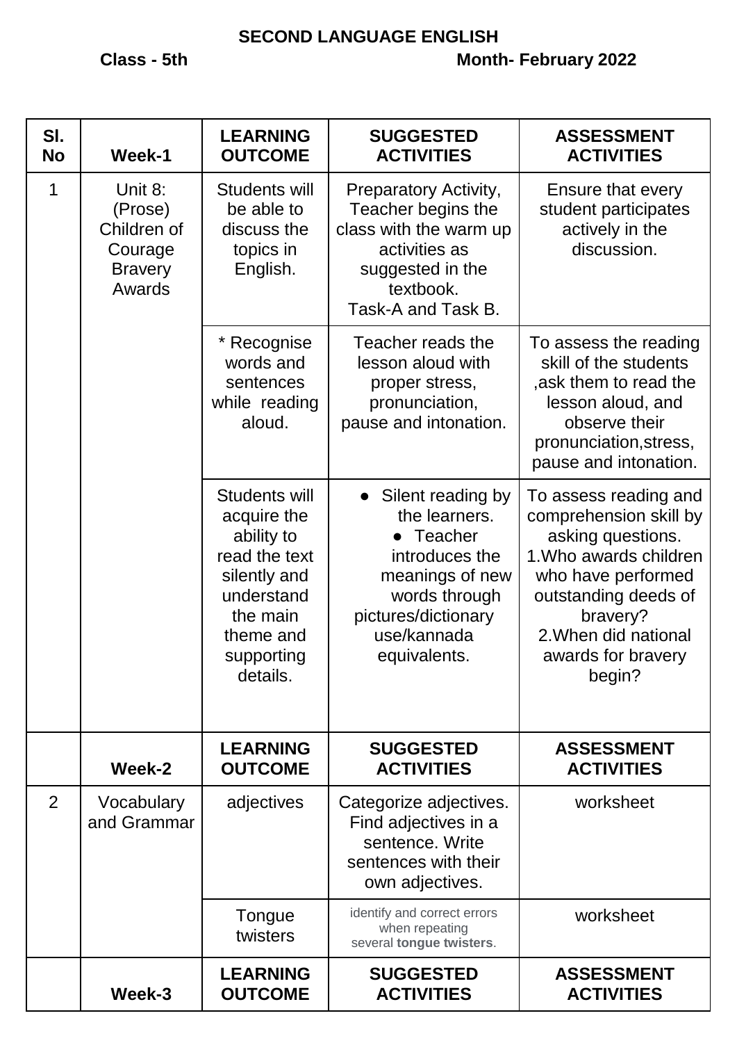**SECOND LANGUAGE ENGLISH**

**Class - 5th** **Month- February 2022**

| Sl. No | Week-1 | LEARNING OUTCOME | SUGGESTED ACTIVITIES | ASSESSMENT ACTIVITIES |
|---|---|---|---|---|
| 1 | Unit 8: (Prose) Children of Courage Bravery Awards | Students will be able to discuss the topics in English. | Preparatory Activity, Teacher begins the class with the warm up activities as suggested in the textbook. Task-A and Task B. | Ensure that every student participates actively in the discussion. |
| | | * Recognise words and sentences while reading aloud. | Teacher reads the lesson aloud with proper stress, pronunciation, pause and intonation. | To assess the reading skill of the students ,ask them to read the lesson aloud, and observe their pronunciation,stress, pause and intonation. |
| | | Students will acquire the ability to read the text silently and understand the main theme and supporting details. | • Silent reading by the learners. • Teacher introduces the meanings of new words through pictures/dictionary use/kannada equivalents. | To assess reading and comprehension skill by asking questions. 1.Who awards children who have performed outstanding deeds of bravery? 2.When did national awards for bravery begin? |
| | **Week-2** | **LEARNING OUTCOME** | **SUGGESTED ACTIVITIES** | **ASSESSMENT ACTIVITIES** |
| 2 | Vocabulary and Grammar | adjectives | Categorize adjectives. Find adjectives in a sentence. Write sentences with their own adjectives. | worksheet |
| | | Tongue twisters | identify and correct errors when repeating several **tongue twisters**. | worksheet |
| | **Week-3** | **LEARNING OUTCOME** | **SUGGESTED ACTIVITIES** | **ASSESSMENT ACTIVITIES** |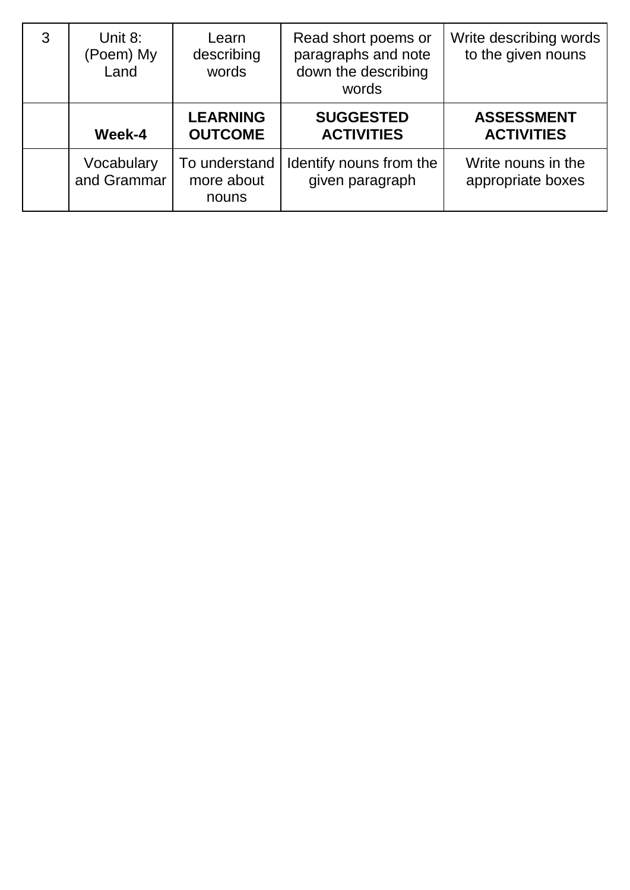| 3 | Unit 8: (Poem) My Land | Learn describing words | Read short poems or paragraphs and note down the describing words | Write describing words to the given nouns |
|---|---|---|---|---|
| | **Week-4** | **LEARNING OUTCOME** | **SUGGESTED ACTIVITIES** | **ASSESSMENT ACTIVITIES** |
| | Vocabulary and Grammar | To understand more about nouns | Identify nouns from the given paragraph | Write nouns in the appropriate boxes |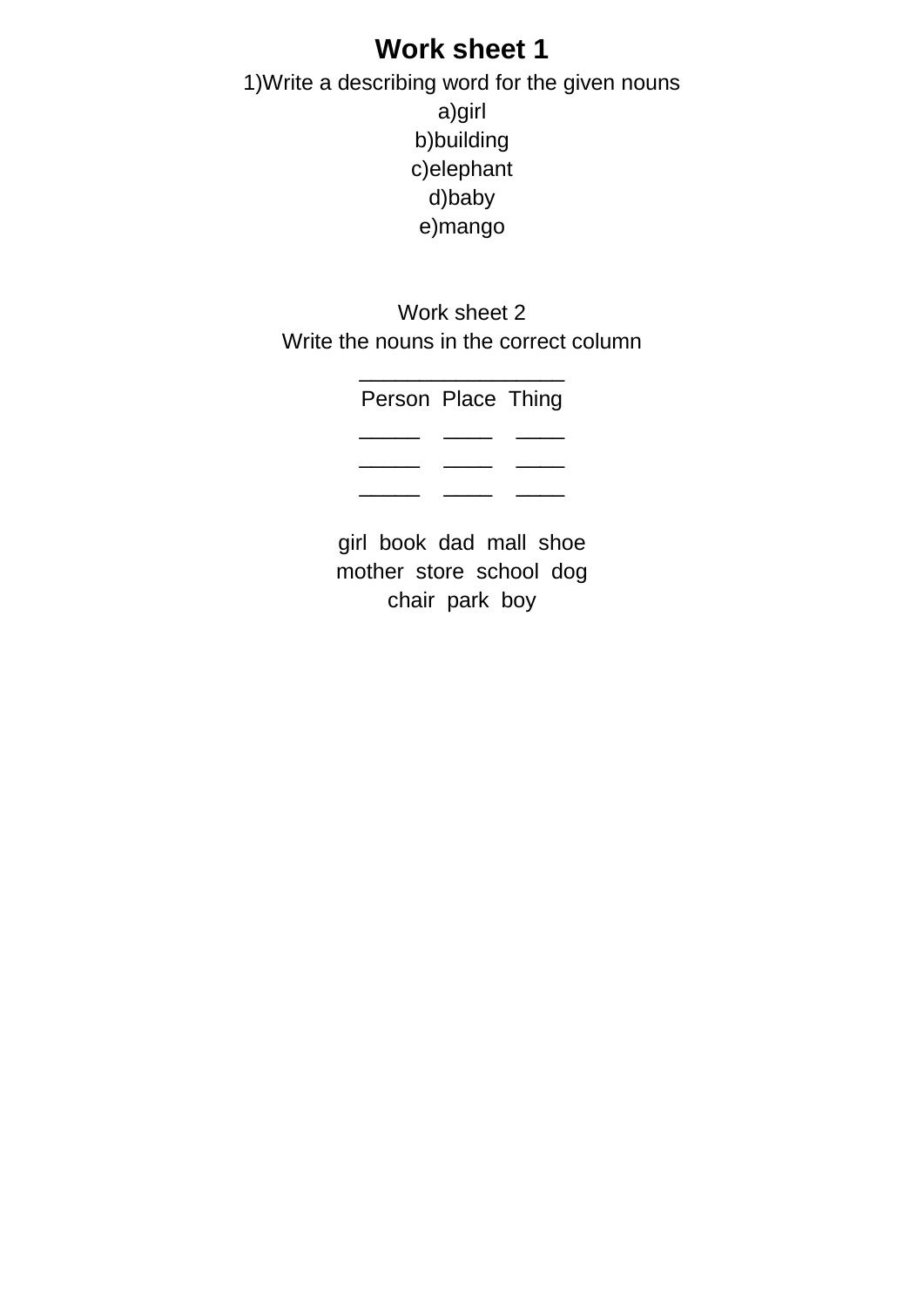# Work sheet 1

1)Write a describing word for the given nouns

a)girl

b)building

c)elephant

d)baby

e)mango

Work sheet 2

Write the nouns in the correct column

| Person | Place | Thing |
|---|---|---|
| _____ | ____ | ____ |
| _____ | ____ | ____ |
| _____ | ____ | ____ |

girl book dad mall shoe
mother store school dog
chair park boy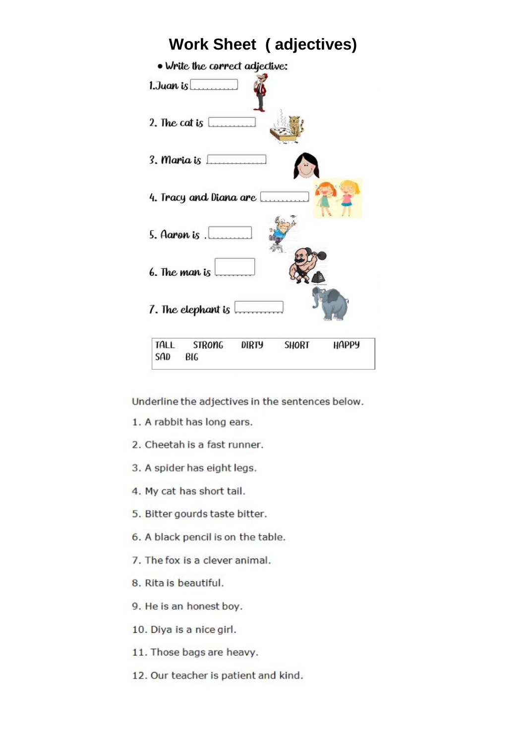# Work Sheet ( adjectives)

- Write the correct adjective:

1.Juan is ..........

2. The cat is ..........

3. Maria is ..........

4. Tracy and Diana are ..........

5. Aaron is ..........

6. The man is ..........

7. The elephant is ..........

| TALL | STRONG | DIRTY | SHORT | HAPPY |
|---|---|---|---|---|
| SAD | BIG | | | |

Underline the adjectives in the sentences below.

1. A rabbit has long ears.
2. Cheetah is a fast runner.
3. A spider has eight legs.
4. My cat has short tail.
5. Bitter gourds taste bitter.
6. A black pencil is on the table.
7. The fox is a clever animal.
8. Rita is beautiful.
9. He is an honest boy.
10. Diya is a nice girl.
11. Those bags are heavy.
12. Our teacher is patient and kind.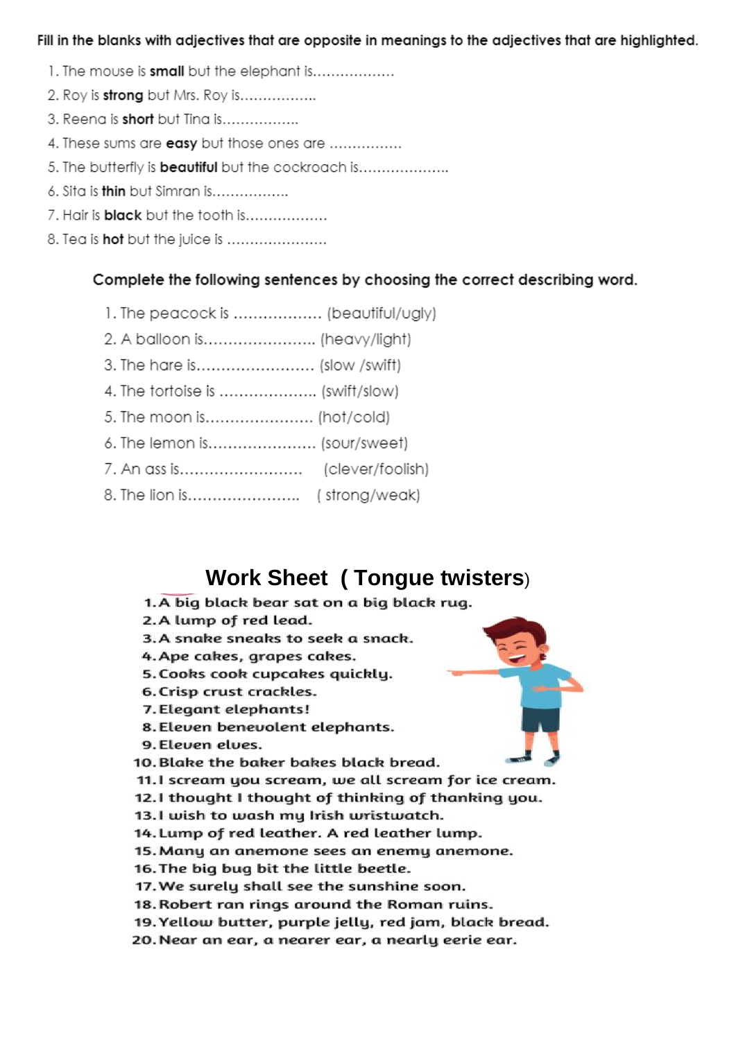Fill in the blanks with adjectives that are opposite in meanings to the adjectives that are highlighted.

1. The mouse is **small** but the elephant is.................
2. Roy is **strong** but Mrs. Roy is................
3. Reena is **short** but Tina is................
4. These sums are **easy** but those ones are ...............
5. The butterfly is **beautiful** but the cockroach is..................
6. Sita is **thin** but Simran is................
7. Hair is **black** but the tooth is.................
8. Tea is **hot** but the juice is .....................

Complete the following sentences by choosing the correct describing word.

1. The peacock is ................. (beautiful/ugly)
2. A balloon is...................... (heavy/light)
3. The hare is........................ (slow /swift)
4. The tortoise is .................... (swift/slow)
5. The moon is..................... (hot/cold)
6. The lemon is..................... (sour/sweet)
7. An ass is........................ (clever/foolish)
8. The lion is...................... ( strong/weak)

# Work Sheet ( Tongue twisters)

1. A big black bear sat on a big black rug.
2. A lump of red lead.
3. A snake sneaks to seek a snack.
4. Ape cakes, grapes cakes.
5. Cooks cook cupcakes quickly.
6. Crisp crust crackles.
7. Elegant elephants!
8. Eleven benevolent elephants.
9. Eleven elves.
10. Blake the baker bakes black bread.
11. I scream you scream, we all scream for ice cream.
12. I thought I thought of thinking of thanking you.
13. I wish to wash my Irish wristwatch.
14. Lump of red leather. A red leather lump.
15. Many an anemone sees an enemy anemone.
16. The big bug bit the little beetle.
17. We surely shall see the sunshine soon.
18. Robert ran rings around the Roman ruins.
19. Yellow butter, purple jelly, red jam, black bread.
20. Near an ear, a nearer ear, a nearly eerie ear.